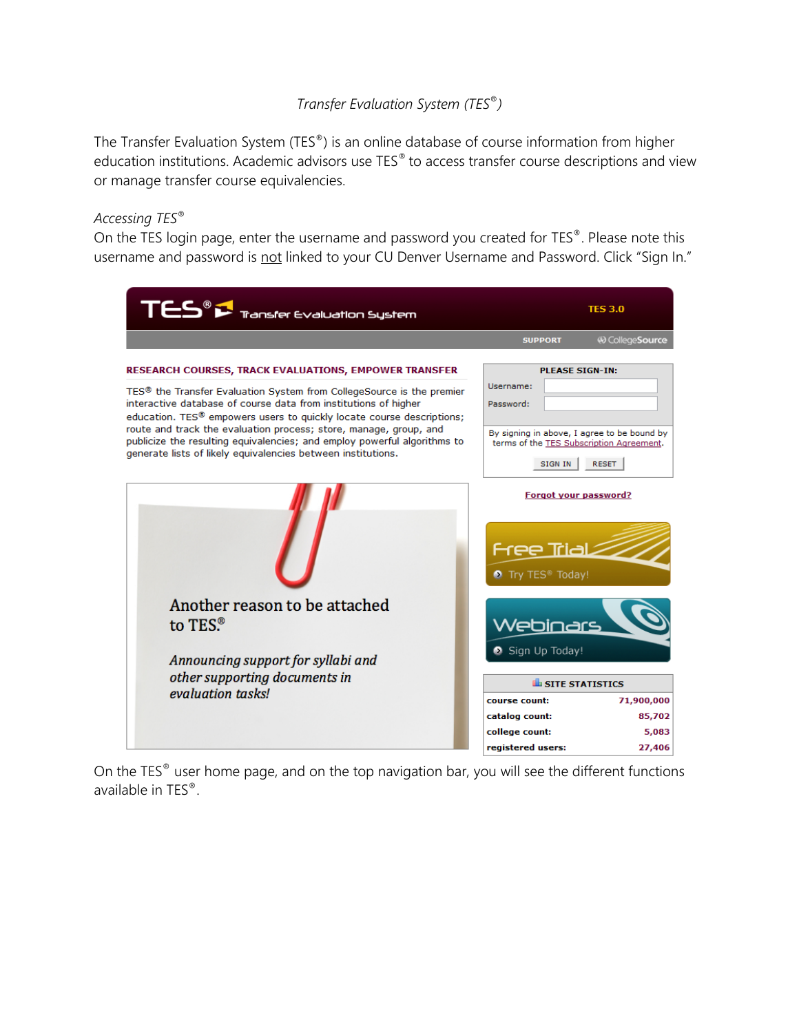*Transfer Evaluation System (TES®)*

The Transfer Evaluation System (TES®) is an online database of course information from higher education institutions. Academic advisors use TES® to access transfer course descriptions and view or manage transfer course equivalencies.

*Accessing TES®*

On the TES login page, enter the username and password you created for TES®. Please note this username and password is not linked to your CU Denver Username and Password. Click "Sign In."

TES® Transfer Evaluation System — TES 3.0

SUPPORT | CollegeSource

**RESEARCH COURSES, TRACK EVALUATIONS, EMPOWER TRANSFER**

TES® the Transfer Evaluation System from CollegeSource is the premier interactive database of course data from institutions of higher education. TES® empowers users to quickly locate course descriptions; route and track the evaluation process; store, manage, group, and publicize the resulting equivalencies; and employ powerful algorithms to generate lists of likely equivalencies between institutions.

**PLEASE SIGN-IN:**

Username:

Password:

By signing in above, I agree to be bound by terms of the TES Subscription Agreement.

SIGN IN | RESET

Forgot your password?

Another reason to be attached to TES®

*Announcing support for syllabi and other supporting documents in evaluation tasks!*

Free Trial — Try TES® Today!

Webinars — Sign Up Today!

| SITE STATISTICS | |
|---|---|
| course count: | 71,900,000 |
| catalog count: | 85,702 |
| college count: | 5,083 |
| registered users: | 27,406 |

On the TES® user home page, and on the top navigation bar, you will see the different functions available in TES®.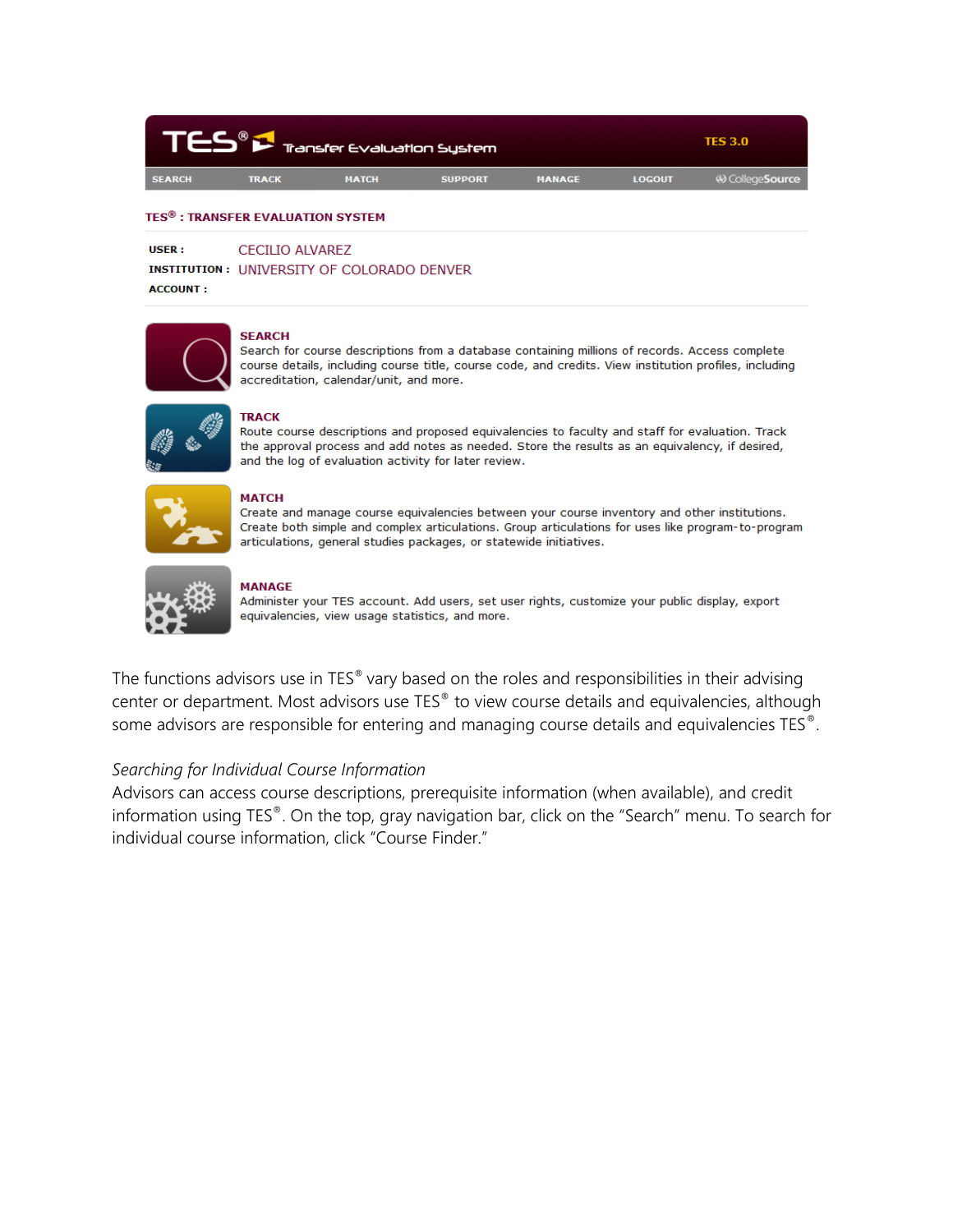TES® Transfer Evaluation System

TES 3.0

SEARCH | TRACK | MATCH | SUPPORT | MANAGE | LOGOUT | CollegeSource

**TES® : TRANSFER EVALUATION SYSTEM**

**USER :** CECILIO ALVAREZ
**INSTITUTION :** UNIVERSITY OF COLORADO DENVER
**ACCOUNT :**

**SEARCH**
Search for course descriptions from a database containing millions of records. Access complete course details, including course title, course code, and credits. View institution profiles, including accreditation, calendar/unit, and more.

**TRACK**
Route course descriptions and proposed equivalencies to faculty and staff for evaluation. Track the approval process and add notes as needed. Store the results as an equivalency, if desired, and the log of evaluation activity for later review.

**MATCH**
Create and manage course equivalencies between your course inventory and other institutions. Create both simple and complex articulations. Group articulations for uses like program-to-program articulations, general studies packages, or statewide initiatives.

**MANAGE**
Administer your TES account. Add users, set user rights, customize your public display, export equivalencies, view usage statistics, and more.

The functions advisors use in TES® vary based on the roles and responsibilities in their advising center or department. Most advisors use TES® to view course details and equivalencies, although some advisors are responsible for entering and managing course details and equivalencies TES®.

*Searching for Individual Course Information*

Advisors can access course descriptions, prerequisite information (when available), and credit information using TES®. On the top, gray navigation bar, click on the "Search" menu. To search for individual course information, click "Course Finder."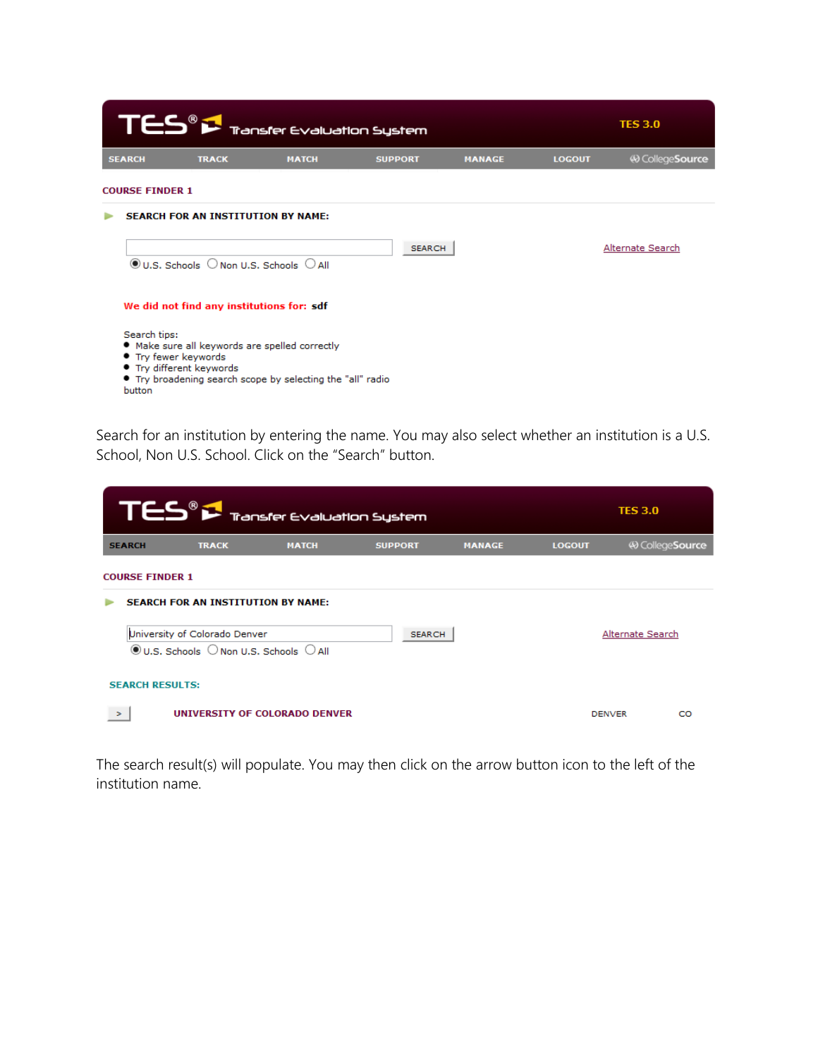TES® Transfer Evaluation System — TES 3.0

SEARCH | TRACK | MATCH | SUPPORT | MANAGE | LOGOUT | CollegeSource

COURSE FINDER 1

**SEARCH FOR AN INSTITUTION BY NAME:**

SEARCH — Alternate Search

U.S. Schools / Non U.S. Schools / All

**We did not find any institutions for: sdf**

Search tips:

- Make sure all keywords are spelled correctly
- Try fewer keywords
- Try different keywords
- Try broadening search scope by selecting the "all" radio button

Search for an institution by entering the name. You may also select whether an institution is a U.S. School, Non U.S. School. Click on the "Search" button.

TES® Transfer Evaluation System — TES 3.0

SEARCH | TRACK | MATCH | SUPPORT | MANAGE | LOGOUT | CollegeSource

COURSE FINDER 1

**SEARCH FOR AN INSTITUTION BY NAME:**

University of Colorado Denver — SEARCH — Alternate Search

U.S. Schools / Non U.S. Schools / All

**SEARCH RESULTS:**

| > | UNIVERSITY OF COLORADO DENVER | DENVER | CO |
|---|---|---|---|

The search result(s) will populate. You may then click on the arrow button icon to the left of the institution name.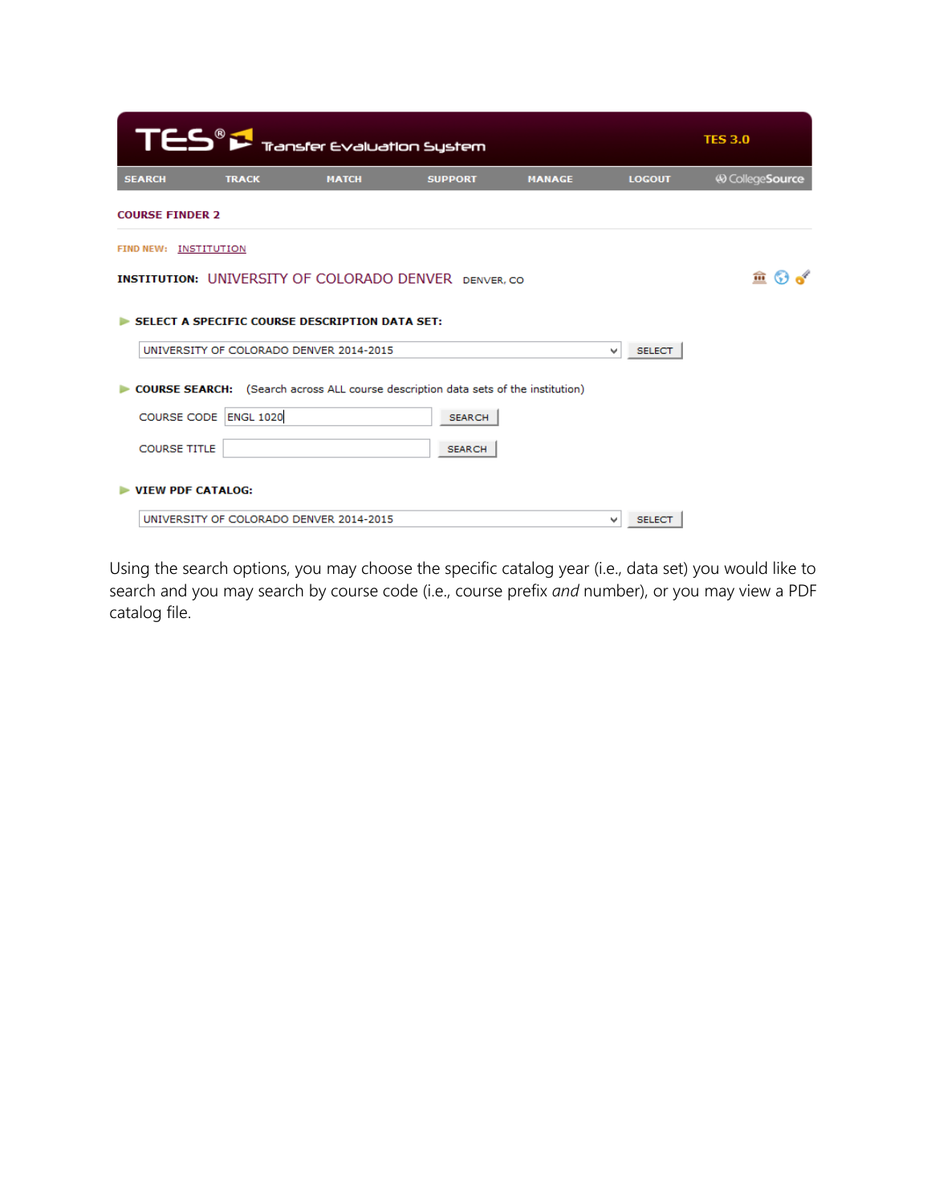TES® Transfer Evaluation System — TES 3.0

SEARCH | TRACK | MATCH | SUPPORT | MANAGE | LOGOUT | CollegeSource

**COURSE FINDER 2**

FIND NEW: INSTITUTION

**INSTITUTION:** UNIVERSITY OF COLORADO DENVER DENVER, CO

**SELECT A SPECIFIC COURSE DESCRIPTION DATA SET:**

UNIVERSITY OF COLORADO DENVER 2014-2015 — SELECT

**COURSE SEARCH:** (Search across ALL course description data sets of the institution)

COURSE CODE: ENGL 1020 — SEARCH

COURSE TITLE: — SEARCH

**VIEW PDF CATALOG:**

UNIVERSITY OF COLORADO DENVER 2014-2015 — SELECT

Using the search options, you may choose the specific catalog year (i.e., data set) you would like to search and you may search by course code (i.e., course prefix *and* number), or you may view a PDF catalog file.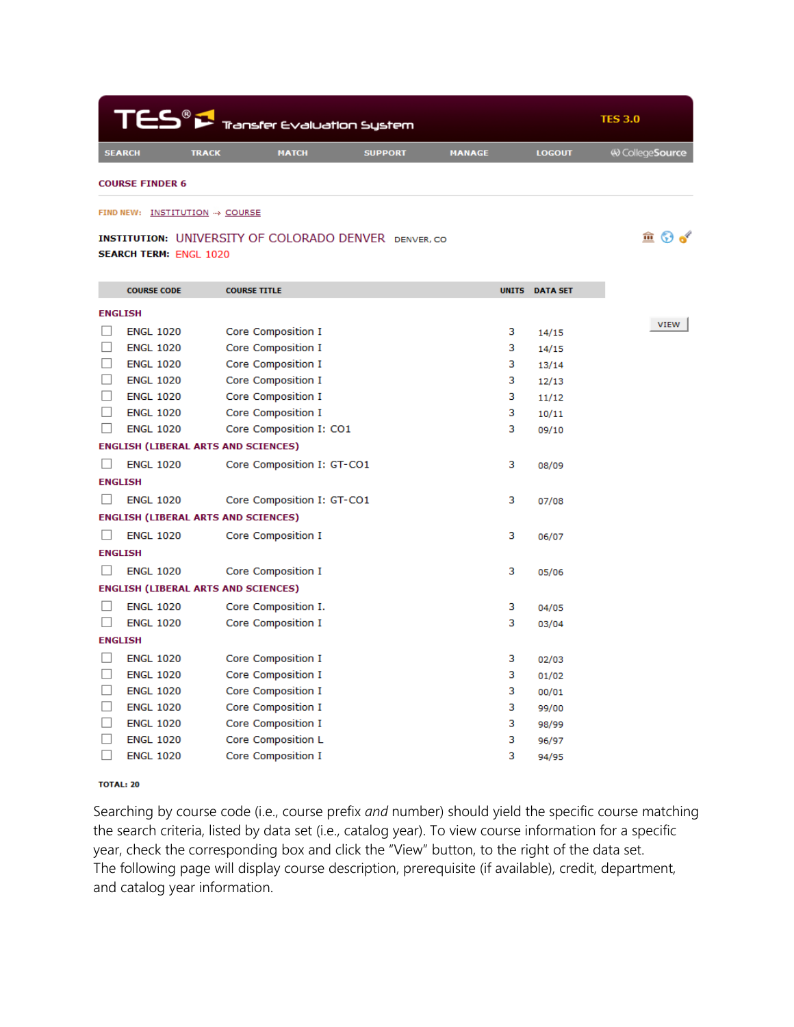TES® Transfer Evaluation System — TES 3.0

SEARCH | TRACK | MATCH | SUPPORT | MANAGE | LOGOUT | CollegeSource

**COURSE FINDER 6**

FIND NEW: INSTITUTION → COURSE

**INSTITUTION:** UNIVERSITY OF COLORADO DENVER DENVER, CO
**SEARCH TERM:** ENGL 1020

| COURSE CODE | COURSE TITLE | UNITS | DATA SET |
|---|---|---|---|
| **ENGLISH** | | | |
| ENGL 1020 | Core Composition I | 3 | 14/15 |
| ENGL 1020 | Core Composition I | 3 | 14/15 |
| ENGL 1020 | Core Composition I | 3 | 13/14 |
| ENGL 1020 | Core Composition I | 3 | 12/13 |
| ENGL 1020 | Core Composition I | 3 | 11/12 |
| ENGL 1020 | Core Composition I | 3 | 10/11 |
| ENGL 1020 | Core Composition I: CO1 | 3 | 09/10 |
| **ENGLISH (LIBERAL ARTS AND SCIENCES)** | | | |
| ENGL 1020 | Core Composition I: GT-CO1 | 3 | 08/09 |
| **ENGLISH** | | | |
| ENGL 1020 | Core Composition I: GT-CO1 | 3 | 07/08 |
| **ENGLISH (LIBERAL ARTS AND SCIENCES)** | | | |
| ENGL 1020 | Core Composition I | 3 | 06/07 |
| **ENGLISH** | | | |
| ENGL 1020 | Core Composition I | 3 | 05/06 |
| **ENGLISH (LIBERAL ARTS AND SCIENCES)** | | | |
| ENGL 1020 | Core Composition I. | 3 | 04/05 |
| ENGL 1020 | Core Composition I | 3 | 03/04 |
| **ENGLISH** | | | |
| ENGL 1020 | Core Composition I | 3 | 02/03 |
| ENGL 1020 | Core Composition I | 3 | 01/02 |
| ENGL 1020 | Core Composition I | 3 | 00/01 |
| ENGL 1020 | Core Composition I | 3 | 99/00 |
| ENGL 1020 | Core Composition I | 3 | 98/99 |
| ENGL 1020 | Core Composition L | 3 | 96/97 |
| ENGL 1020 | Core Composition I | 3 | 94/95 |

VIEW

**TOTAL: 20**

Searching by course code (i.e., course prefix *and* number) should yield the specific course matching the search criteria, listed by data set (i.e., catalog year). To view course information for a specific year, check the corresponding box and click the "View" button, to the right of the data set. The following page will display course description, prerequisite (if available), credit, department, and catalog year information.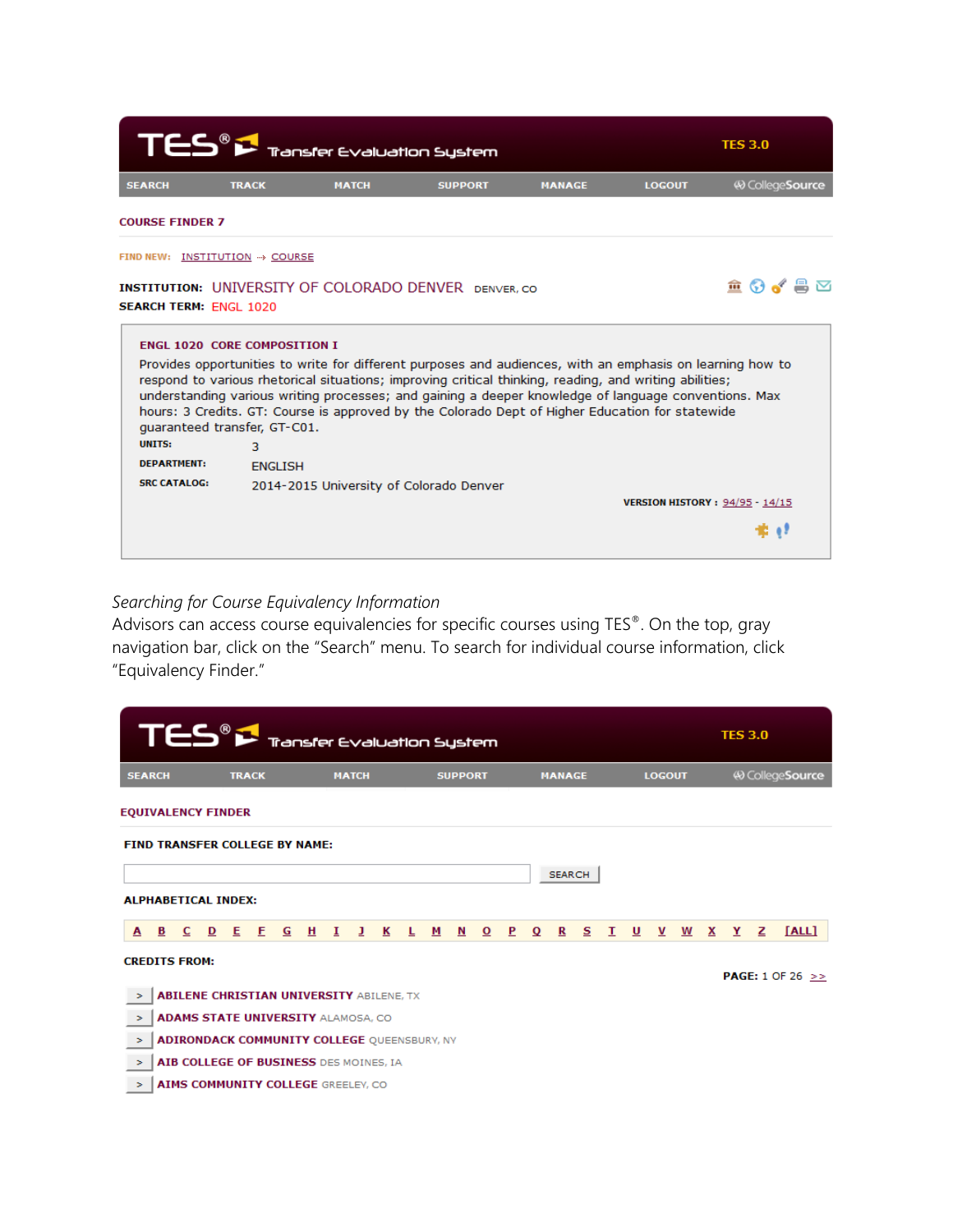TES® Transfer Evaluation System | TES 3.0

SEARCH | TRACK | MATCH | SUPPORT | MANAGE | LOGOUT | CollegeSource

COURSE FINDER 7

FIND NEW: INSTITUTION → COURSE

**INSTITUTION:** UNIVERSITY OF COLORADO DENVER DENVER, CO
**SEARCH TERM:** ENGL 1020

**ENGL 1020 CORE COMPOSITION I**

Provides opportunities to write for different purposes and audiences, with an emphasis on learning how to respond to various rhetorical situations; improving critical thinking, reading, and writing abilities; understanding various writing processes; and gaining a deeper knowledge of language conventions. Max hours: 3 Credits. GT: Course is approved by the Colorado Dept of Higher Education for statewide guaranteed transfer, GT-C01.

**UNITS:** 3
**DEPARTMENT:** ENGLISH
**SRC CATALOG:** 2014-2015 University of Colorado Denver

**VERSION HISTORY:** 94/95 - 14/15

*Searching for Course Equivalency Information*

Advisors can access course equivalencies for specific courses using TES®. On the top, gray navigation bar, click on the "Search" menu. To search for individual course information, click "Equivalency Finder."

TES® Transfer Evaluation System | TES 3.0

SEARCH | TRACK | MATCH | SUPPORT | MANAGE | LOGOUT | CollegeSource

EQUIVALENCY FINDER

**FIND TRANSFER COLLEGE BY NAME:**

SEARCH

**ALPHABETICAL INDEX:**

A B C D E F G H I J K L M N O P Q R S T U V W X Y Z [ALL]

**CREDITS FROM:**

**PAGE:** 1 OF 26 >>

- ABILENE CHRISTIAN UNIVERSITY ABILENE, TX
- ADAMS STATE UNIVERSITY ALAMOSA, CO
- ADIRONDACK COMMUNITY COLLEGE QUEENSBURY, NY
- AIB COLLEGE OF BUSINESS DES MOINES, IA
- AIMS COMMUNITY COLLEGE GREELEY, CO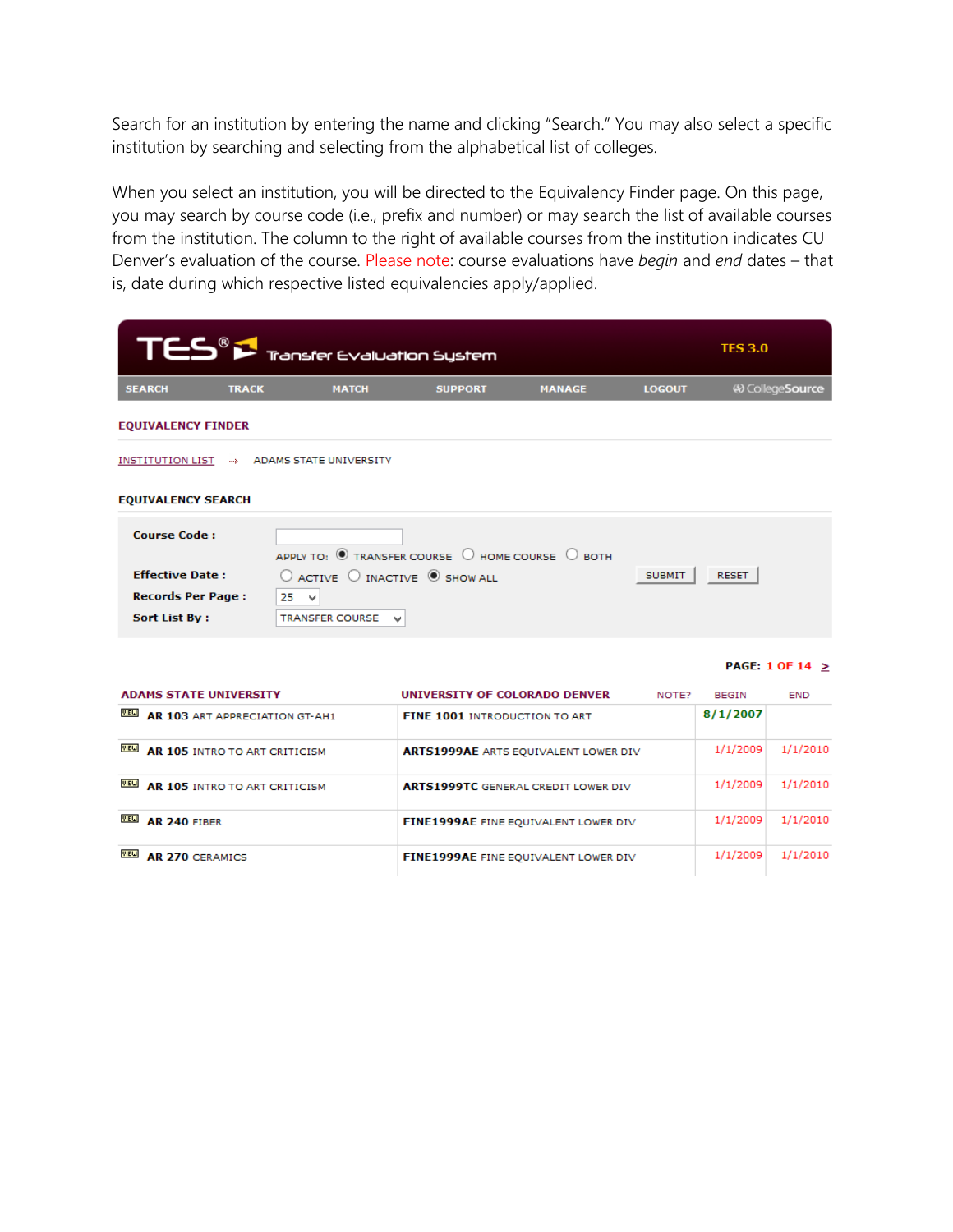Search for an institution by entering the name and clicking "Search." You may also select a specific institution by searching and selecting from the alphabetical list of colleges.

When you select an institution, you will be directed to the Equivalency Finder page. On this page, you may search by course code (i.e., prefix and number) or may search the list of available courses from the institution. The column to the right of available courses from the institution indicates CU Denver's evaluation of the course. Please note: course evaluations have *begin* and *end* dates – that is, date during which respective listed equivalencies apply/applied.

TES® Transfer Evaluation System TES 3.0

SEARCH TRACK MATCH SUPPORT MANAGE LOGOUT CollegeSource

EQUIVALENCY FINDER

INSTITUTION LIST → ADAMS STATE UNIVERSITY

EQUIVALENCY SEARCH

Course Code :

APPLY TO: TRANSFER COURSE HOME COURSE BOTH

Effective Date : ACTIVE INACTIVE SHOW ALL

SUBMIT RESET

Records Per Page : 25

Sort List By : TRANSFER COURSE

PAGE: 1 OF 14 >

| ADAMS STATE UNIVERSITY | UNIVERSITY OF COLORADO DENVER | NOTE? | BEGIN | END |
|---|---|---|---|---|
| VIEW **AR 103** ART APPRECIATION GT-AH1 | **FINE 1001** INTRODUCTION TO ART | | 8/1/2007 | |
| VIEW **AR 105** INTRO TO ART CRITICISM | **ARTS1999AE** ARTS EQUIVALENT LOWER DIV | | 1/1/2009 | 1/1/2010 |
| VIEW **AR 105** INTRO TO ART CRITICISM | **ARTS1999TC** GENERAL CREDIT LOWER DIV | | 1/1/2009 | 1/1/2010 |
| VIEW **AR 240** FIBER | **FINE1999AE** FINE EQUIVALENT LOWER DIV | | 1/1/2009 | 1/1/2010 |
| VIEW **AR 270** CERAMICS | **FINE1999AE** FINE EQUIVALENT LOWER DIV | | 1/1/2009 | 1/1/2010 |